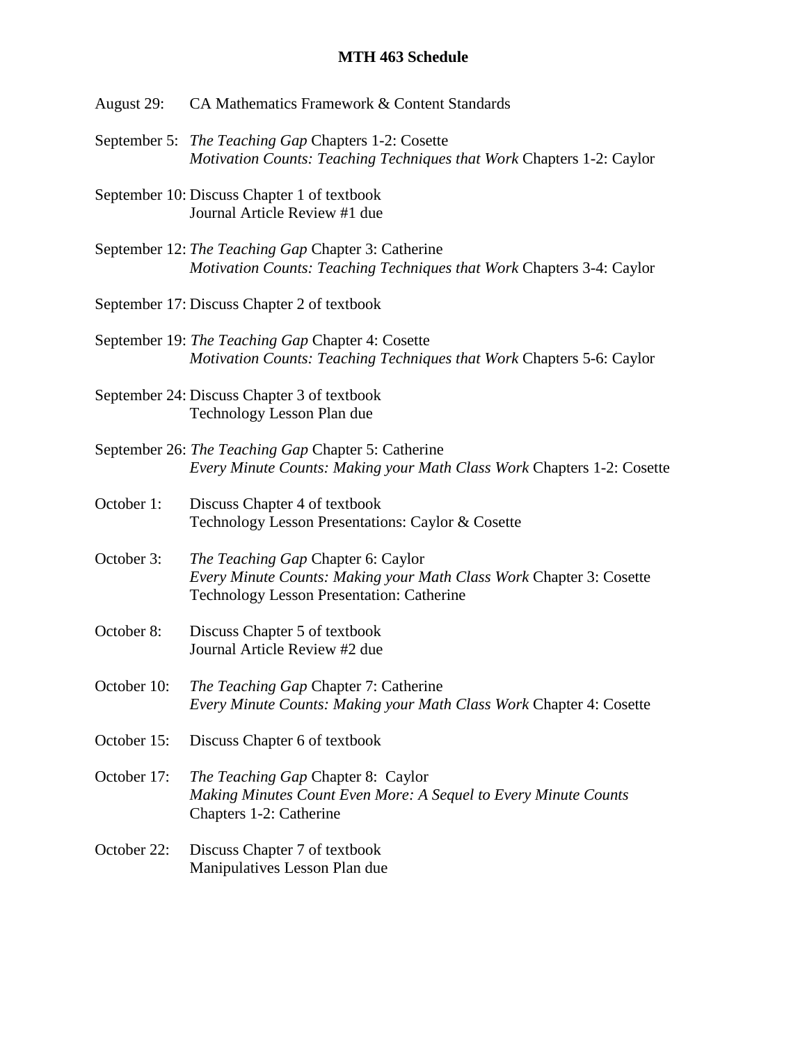# MTH 463 Schedule

August 29: CA Mathematics Framework & Content Standards

September 5: *The Teaching Gap* Chapters 1-2: Cosette
*Motivation Counts: Teaching Techniques that Work* Chapters 1-2: Caylor

September 10: Discuss Chapter 1 of textbook
Journal Article Review #1 due

September 12: *The Teaching Gap* Chapter 3: Catherine
*Motivation Counts: Teaching Techniques that Work* Chapters 3-4: Caylor

September 17: Discuss Chapter 2 of textbook

September 19: *The Teaching Gap* Chapter 4: Cosette
*Motivation Counts: Teaching Techniques that Work* Chapters 5-6: Caylor

September 24: Discuss Chapter 3 of textbook
Technology Lesson Plan due

September 26: *The Teaching Gap* Chapter 5: Catherine
*Every Minute Counts: Making your Math Class Work* Chapters 1-2: Cosette

October 1: Discuss Chapter 4 of textbook
Technology Lesson Presentations: Caylor & Cosette

October 3: *The Teaching Gap* Chapter 6: Caylor
*Every Minute Counts: Making your Math Class Work* Chapter 3: Cosette
Technology Lesson Presentation: Catherine

October 8: Discuss Chapter 5 of textbook
Journal Article Review #2 due

October 10: *The Teaching Gap* Chapter 7: Catherine
*Every Minute Counts: Making your Math Class Work* Chapter 4: Cosette

October 15: Discuss Chapter 6 of textbook

October 17: *The Teaching Gap* Chapter 8: Caylor
*Making Minutes Count Even More: A Sequel to Every Minute Counts* Chapters 1-2: Catherine

October 22: Discuss Chapter 7 of textbook
Manipulatives Lesson Plan due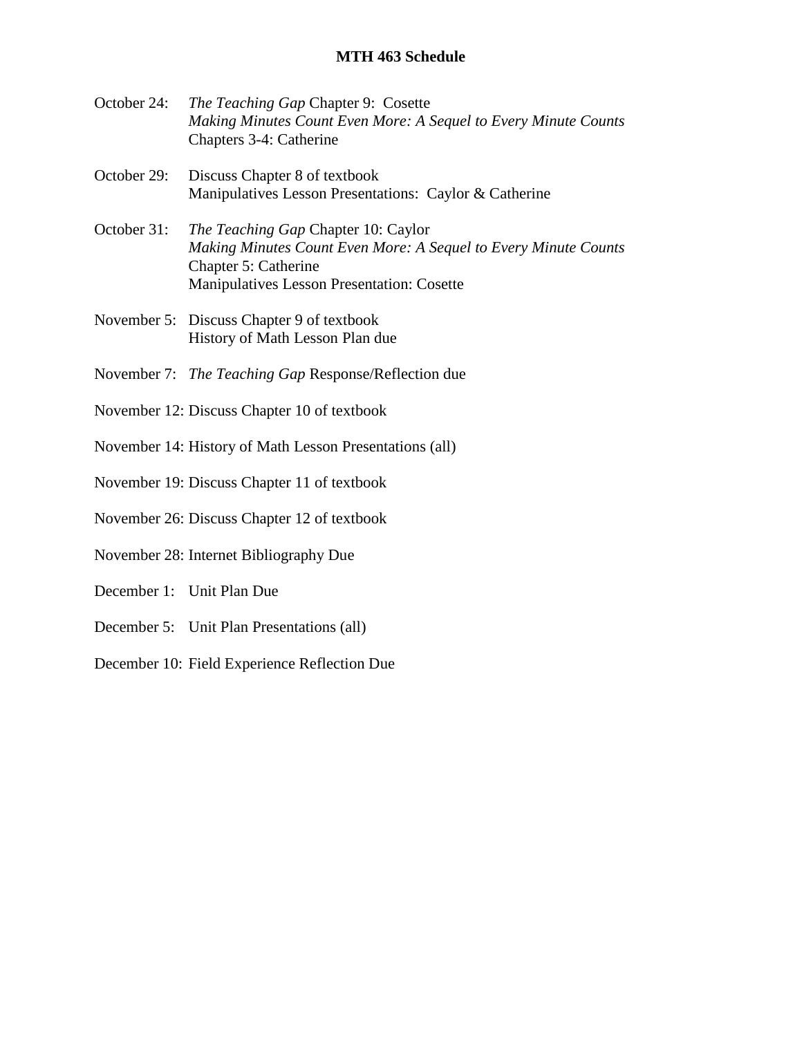**MTH 463 Schedule**

October 24: *The Teaching Gap* Chapter 9: Cosette
*Making Minutes Count Even More: A Sequel to Every Minute Counts* Chapters 3-4: Catherine

October 29: Discuss Chapter 8 of textbook
Manipulatives Lesson Presentations: Caylor & Catherine

October 31: *The Teaching Gap* Chapter 10: Caylor
*Making Minutes Count Even More: A Sequel to Every Minute Counts* Chapter 5: Catherine
Manipulatives Lesson Presentation: Cosette

November 5: Discuss Chapter 9 of textbook
History of Math Lesson Plan due

November 7: *The Teaching Gap* Response/Reflection due

November 12: Discuss Chapter 10 of textbook

November 14: History of Math Lesson Presentations (all)

November 19: Discuss Chapter 11 of textbook

November 26: Discuss Chapter 12 of textbook

November 28: Internet Bibliography Due

December 1: Unit Plan Due

December 5: Unit Plan Presentations (all)

December 10: Field Experience Reflection Due